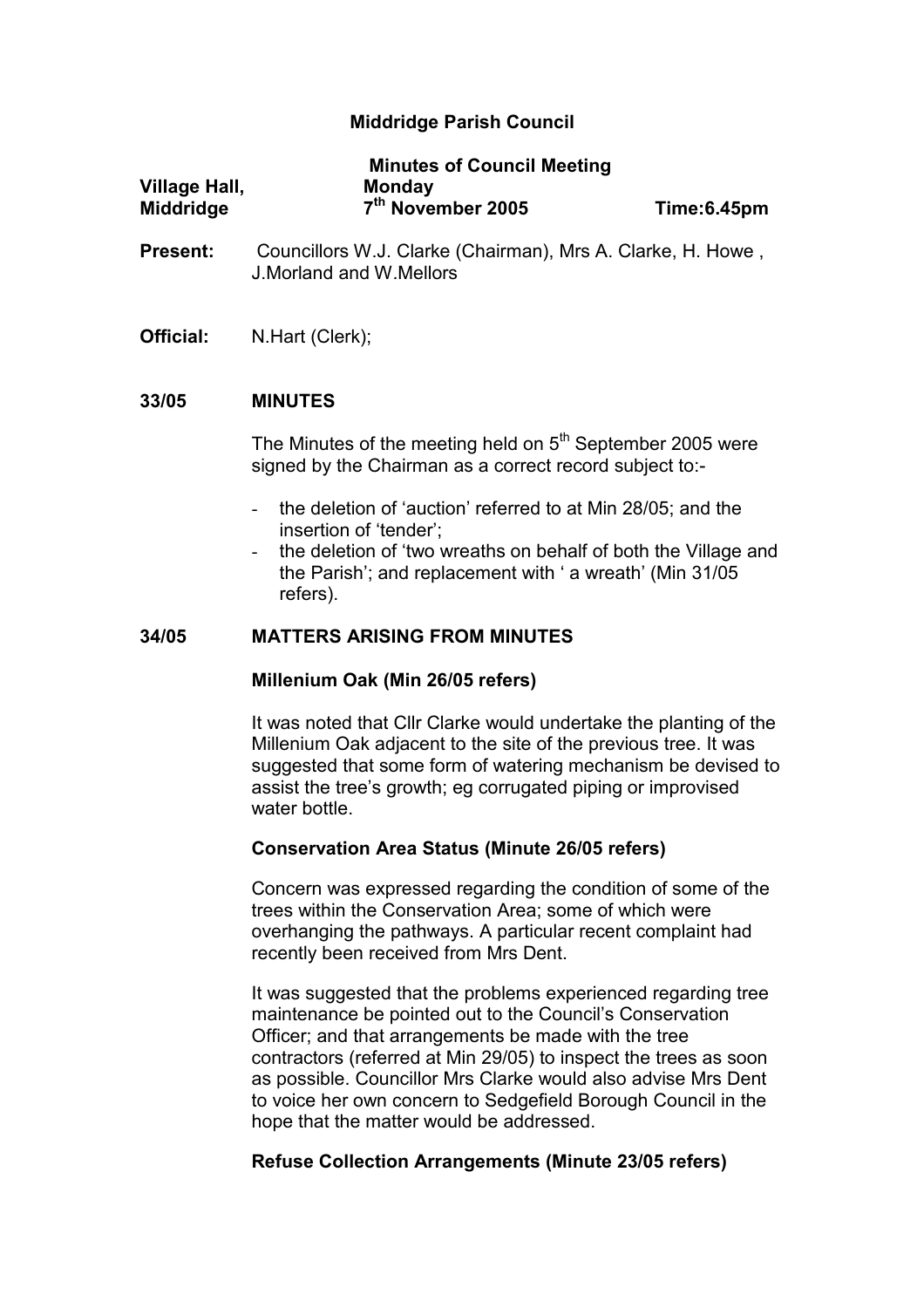# Middridge Parish Council

**Minutes of Council Meeting**

| **Village Hall, Middridge** | **Monday 7th November 2005** | **Time:6.45pm** |
|---|---|---|

**Present:** Councillors W.J. Clarke (Chairman), Mrs A. Clarke, H. Howe , J.Morland and W.Mellors

**Official:** N.Hart (Clerk);

## 33/05 MINUTES

The Minutes of the meeting held on 5th September 2005 were signed by the Chairman as a correct record subject to:-

- the deletion of 'auction' referred to at Min 28/05; and the insertion of 'tender';
- the deletion of 'two wreaths on behalf of both the Village and the Parish'; and replacement with ' a wreath' (Min 31/05 refers).

## 34/05 MATTERS ARISING FROM MINUTES

### Millenium Oak (Min 26/05 refers)

It was noted that Cllr Clarke would undertake the planting of the Millenium Oak adjacent to the site of the previous tree. It was suggested that some form of watering mechanism be devised to assist the tree's growth; eg corrugated piping or improvised water bottle.

### Conservation Area Status (Minute 26/05 refers)

Concern was expressed regarding the condition of some of the trees within the Conservation Area; some of which were overhanging the pathways. A particular recent complaint had recently been received from Mrs Dent.

It was suggested that the problems experienced regarding tree maintenance be pointed out to the Council's Conservation Officer; and that arrangements be made with the tree contractors (referred at Min 29/05) to inspect the trees as soon as possible. Councillor Mrs Clarke would also advise Mrs Dent to voice her own concern to Sedgefield Borough Council in the hope that the matter would be addressed.

### Refuse Collection Arrangements (Minute 23/05 refers)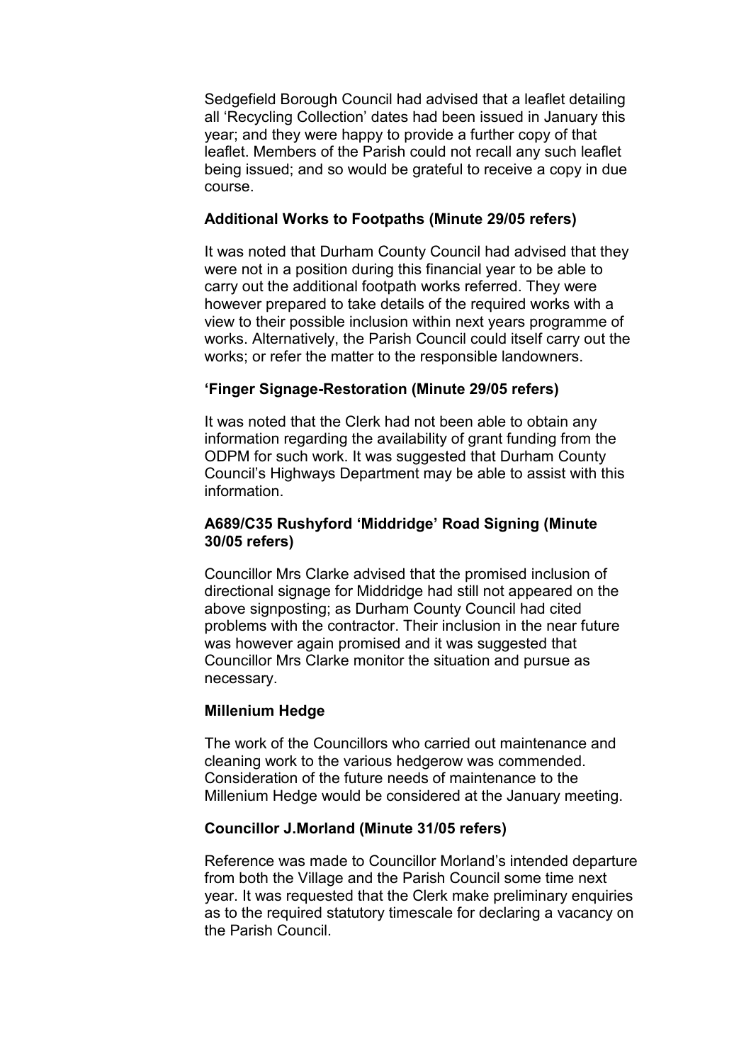Sedgefield Borough Council had advised that a leaflet detailing all 'Recycling Collection' dates had been issued in January this year; and they were happy to provide a further copy of that leaflet. Members of the Parish could not recall any such leaflet being issued; and so would be grateful to receive a copy in due course.

**Additional Works to Footpaths (Minute 29/05 refers)**

It was noted that Durham County Council had advised that they were not in a position during this financial year to be able to carry out the additional footpath works referred. They were however prepared to take details of the required works with a view to their possible inclusion within next years programme of works. Alternatively, the Parish Council could itself carry out the works; or refer the matter to the responsible landowners.

**'Finger Signage-Restoration (Minute 29/05 refers)**

It was noted that the Clerk had not been able to obtain any information regarding the availability of grant funding from the ODPM for such work. It was suggested that Durham County Council's Highways Department may be able to assist with this information.

**A689/C35 Rushyford 'Middridge' Road Signing (Minute 30/05 refers)**

Councillor Mrs Clarke advised that the promised inclusion of directional signage for Middridge had still not appeared on the above signposting; as Durham County Council had cited problems with the contractor. Their inclusion in the near future was however again promised and it was suggested that Councillor Mrs Clarke monitor the situation and pursue as necessary.

**Millenium Hedge**

The work of the Councillors who carried out maintenance and cleaning work to the various hedgerow was commended. Consideration of the future needs of maintenance to the Millenium Hedge would be considered at the January meeting.

**Councillor J.Morland (Minute 31/05 refers)**

Reference was made to Councillor Morland's intended departure from both the Village and the Parish Council some time next year. It was requested that the Clerk make preliminary enquiries as to the required statutory timescale for declaring a vacancy on the Parish Council.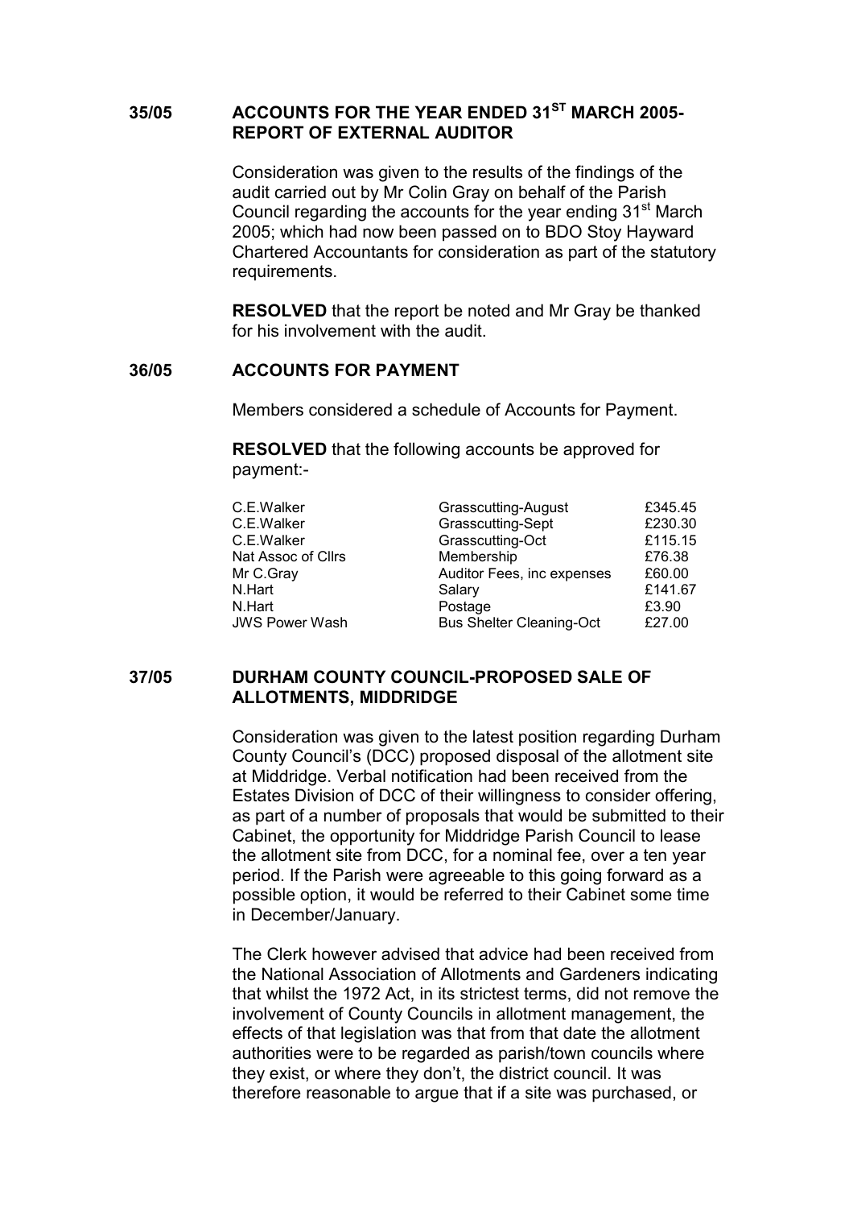### 35/05 ACCOUNTS FOR THE YEAR ENDED 31ST MARCH 2005-REPORT OF EXTERNAL AUDITOR

Consideration was given to the results of the findings of the audit carried out by Mr Colin Gray on behalf of the Parish Council regarding the accounts for the year ending 31st March 2005; which had now been passed on to BDO Stoy Hayward Chartered Accountants for consideration as part of the statutory requirements.

**RESOLVED** that the report be noted and Mr Gray be thanked for his involvement with the audit.

### 36/05 ACCOUNTS FOR PAYMENT

Members considered a schedule of Accounts for Payment.

**RESOLVED** that the following accounts be approved for payment:-

| | | |
|---|---|---|
| C.E.Walker | Grasscutting-August | £345.45 |
| C.E.Walker | Grasscutting-Sept | £230.30 |
| C.E.Walker | Grasscutting-Oct | £115.15 |
| Nat Assoc of Cllrs | Membership | £76.38 |
| Mr C.Gray | Auditor Fees, inc expenses | £60.00 |
| N.Hart | Salary | £141.67 |
| N.Hart | Postage | £3.90 |
| JWS Power Wash | Bus Shelter Cleaning-Oct | £27.00 |

### 37/05 DURHAM COUNTY COUNCIL-PROPOSED SALE OF ALLOTMENTS, MIDDRIDGE

Consideration was given to the latest position regarding Durham County Council's (DCC) proposed disposal of the allotment site at Middridge. Verbal notification had been received from the Estates Division of DCC of their willingness to consider offering, as part of a number of proposals that would be submitted to their Cabinet, the opportunity for Middridge Parish Council to lease the allotment site from DCC, for a nominal fee, over a ten year period. If the Parish were agreeable to this going forward as a possible option, it would be referred to their Cabinet some time in December/January.

The Clerk however advised that advice had been received from the National Association of Allotments and Gardeners indicating that whilst the 1972 Act, in its strictest terms, did not remove the involvement of County Councils in allotment management, the effects of that legislation was that from that date the allotment authorities were to be regarded as parish/town councils where they exist, or where they don't, the district council. It was therefore reasonable to argue that if a site was purchased, or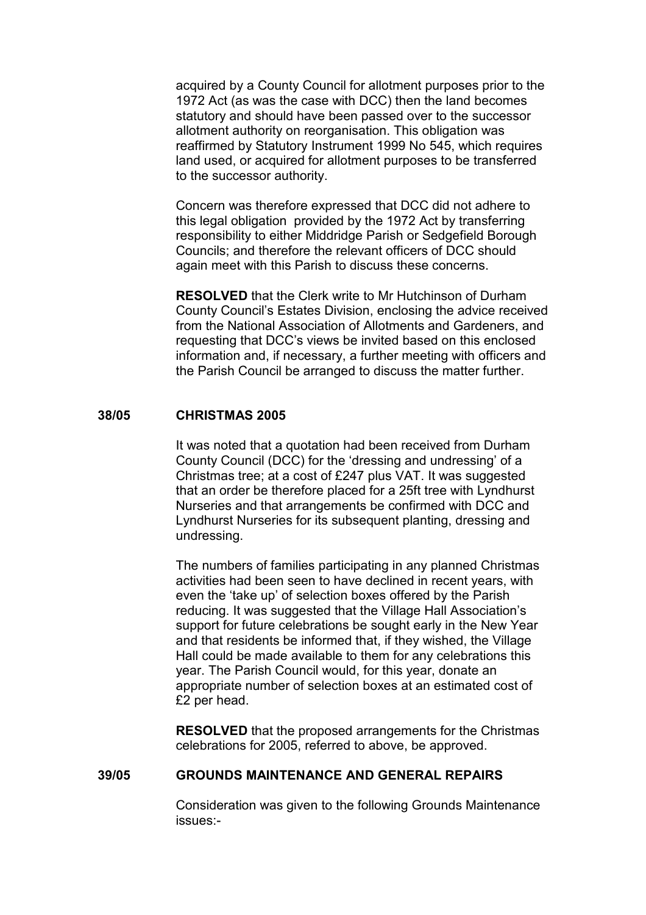acquired by a County Council for allotment purposes prior to the 1972 Act (as was the case with DCC) then the land becomes statutory and should have been passed over to the successor allotment authority on reorganisation. This obligation was reaffirmed by Statutory Instrument 1999 No 545, which requires land used, or acquired for allotment purposes to be transferred to the successor authority.

Concern was therefore expressed that DCC did not adhere to this legal obligation provided by the 1972 Act by transferring responsibility to either Middridge Parish or Sedgefield Borough Councils; and therefore the relevant officers of DCC should again meet with this Parish to discuss these concerns.

**RESOLVED** that the Clerk write to Mr Hutchinson of Durham County Council's Estates Division, enclosing the advice received from the National Association of Allotments and Gardeners, and requesting that DCC's views be invited based on this enclosed information and, if necessary, a further meeting with officers and the Parish Council be arranged to discuss the matter further.

**38/05 CHRISTMAS 2005**

It was noted that a quotation had been received from Durham County Council (DCC) for the 'dressing and undressing' of a Christmas tree; at a cost of £247 plus VAT. It was suggested that an order be therefore placed for a 25ft tree with Lyndhurst Nurseries and that arrangements be confirmed with DCC and Lyndhurst Nurseries for its subsequent planting, dressing and undressing.

The numbers of families participating in any planned Christmas activities had been seen to have declined in recent years, with even the 'take up' of selection boxes offered by the Parish reducing. It was suggested that the Village Hall Association's support for future celebrations be sought early in the New Year and that residents be informed that, if they wished, the Village Hall could be made available to them for any celebrations this year. The Parish Council would, for this year, donate an appropriate number of selection boxes at an estimated cost of £2 per head.

**RESOLVED** that the proposed arrangements for the Christmas celebrations for 2005, referred to above, be approved.

**39/05 GROUNDS MAINTENANCE AND GENERAL REPAIRS**

Consideration was given to the following Grounds Maintenance issues:-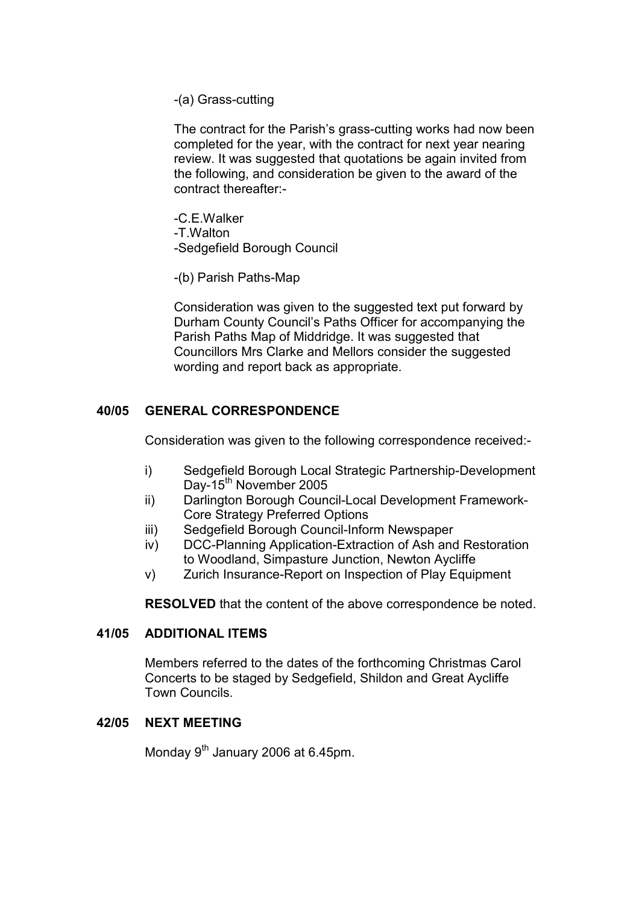-(a) Grass-cutting

The contract for the Parish's grass-cutting works had now been completed for the year, with the contract for next year nearing review. It was suggested that quotations be again invited from the following, and consideration be given to the award of the contract thereafter:-

-C.E.Walker
-T.Walton
-Sedgefield Borough Council

-(b) Parish Paths-Map

Consideration was given to the suggested text put forward by Durham County Council's Paths Officer for accompanying the Parish Paths Map of Middridge. It was suggested that Councillors Mrs Clarke and Mellors consider the suggested wording and report back as appropriate.

## 40/05 GENERAL CORRESPONDENCE

Consideration was given to the following correspondence received:-

i) Sedgefield Borough Local Strategic Partnership-Development Day-15th November 2005
ii) Darlington Borough Council-Local Development Framework-Core Strategy Preferred Options
iii) Sedgefield Borough Council-Inform Newspaper
iv) DCC-Planning Application-Extraction of Ash and Restoration to Woodland, Simpasture Junction, Newton Aycliffe
v) Zurich Insurance-Report on Inspection of Play Equipment

**RESOLVED** that the content of the above correspondence be noted.

## 41/05 ADDITIONAL ITEMS

Members referred to the dates of the forthcoming Christmas Carol Concerts to be staged by Sedgefield, Shildon and Great Aycliffe Town Councils.

## 42/05 NEXT MEETING

Monday 9th January 2006 at 6.45pm.